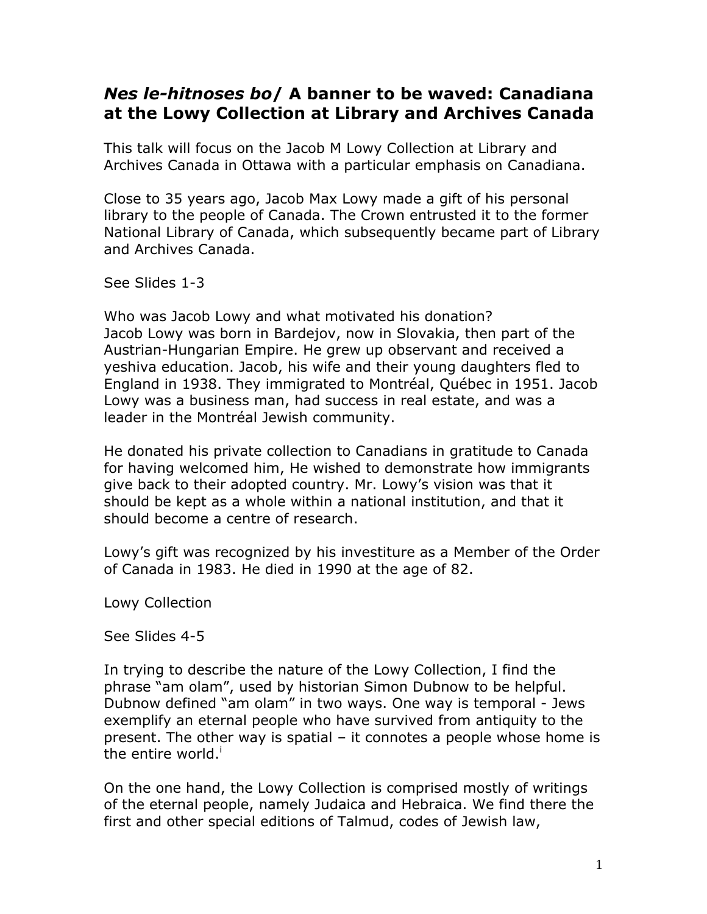# *Nes le-hitnoses bo* / A banner to be waved: Canadiana at the Lowy Collection at Library and Archives Canada

This talk will focus on the Jacob M Lowy Collection at Library and Archives Canada in Ottawa with a particular emphasis on Canadiana.

Close to 35 years ago, Jacob Max Lowy made a gift of his personal library to the people of Canada. The Crown entrusted it to the former National Library of Canada, which subsequently became part of Library and Archives Canada.

See Slides 1-3

Who was Jacob Lowy and what motivated his donation?
Jacob Lowy was born in Bardejov, now in Slovakia, then part of the Austrian-Hungarian Empire. He grew up observant and received a yeshiva education. Jacob, his wife and their young daughters fled to England in 1938. They immigrated to Montréal, Québec in 1951. Jacob Lowy was a business man, had success in real estate, and was a leader in the Montréal Jewish community.

He donated his private collection to Canadians in gratitude to Canada for having welcomed him, He wished to demonstrate how immigrants give back to their adopted country. Mr. Lowy's vision was that it should be kept as a whole within a national institution, and that it should become a centre of research.

Lowy's gift was recognized by his investiture as a Member of the Order of Canada in 1983. He died in 1990 at the age of 82.

Lowy Collection

See Slides 4-5

In trying to describe the nature of the Lowy Collection, I find the phrase "am olam", used by historian Simon Dubnow to be helpful. Dubnow defined "am olam" in two ways. One way is temporal - Jews exemplify an eternal people who have survived from antiquity to the present. The other way is spatial – it connotes a people whose home is the entire world.[i]

On the one hand, the Lowy Collection is comprised mostly of writings of the eternal people, namely Judaica and Hebraica. We find there the first and other special editions of Talmud, codes of Jewish law,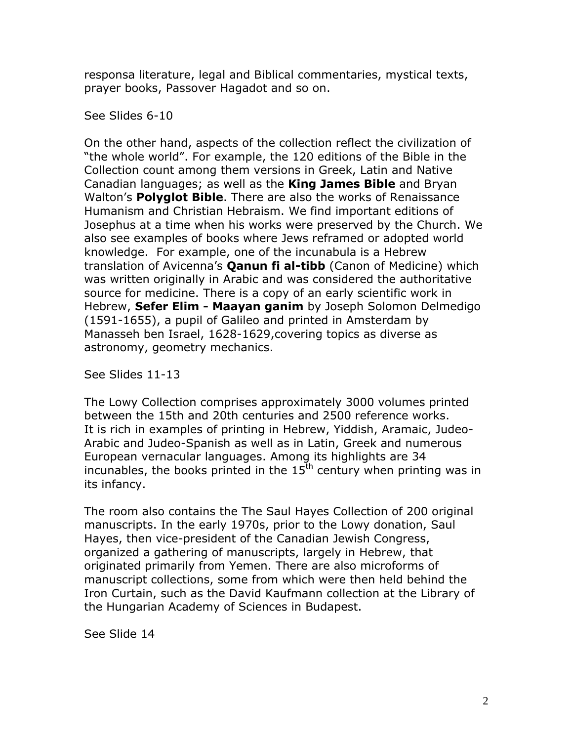responsa literature, legal and Biblical commentaries, mystical texts, prayer books, Passover Hagadot and so on.

See Slides 6-10

On the other hand, aspects of the collection reflect the civilization of "the whole world". For example, the 120 editions of the Bible in the Collection count among them versions in Greek, Latin and Native Canadian languages; as well as the **King James Bible** and Bryan Walton's **Polyglot Bible**. There are also the works of Renaissance Humanism and Christian Hebraism. We find important editions of Josephus at a time when his works were preserved by the Church. We also see examples of books where Jews reframed or adopted world knowledge. For example, one of the incunabula is a Hebrew translation of Avicenna's **Qanun fi al-tibb** (Canon of Medicine) which was written originally in Arabic and was considered the authoritative source for medicine. There is a copy of an early scientific work in Hebrew, **Sefer Elim - Maayan ganim** by Joseph Solomon Delmedigo (1591-1655), a pupil of Galileo and printed in Amsterdam by Manasseh ben Israel, 1628-1629,covering topics as diverse as astronomy, geometry mechanics.

See Slides 11-13

The Lowy Collection comprises approximately 3000 volumes printed between the 15th and 20th centuries and 2500 reference works. It is rich in examples of printing in Hebrew, Yiddish, Aramaic, Judeo-Arabic and Judeo-Spanish as well as in Latin, Greek and numerous European vernacular languages. Among its highlights are 34 incunables, the books printed in the 15th century when printing was in its infancy.

The room also contains the The Saul Hayes Collection of 200 original manuscripts. In the early 1970s, prior to the Lowy donation, Saul Hayes, then vice-president of the Canadian Jewish Congress, organized a gathering of manuscripts, largely in Hebrew, that originated primarily from Yemen. There are also microforms of manuscript collections, some from which were then held behind the Iron Curtain, such as the David Kaufmann collection at the Library of the Hungarian Academy of Sciences in Budapest.

See Slide 14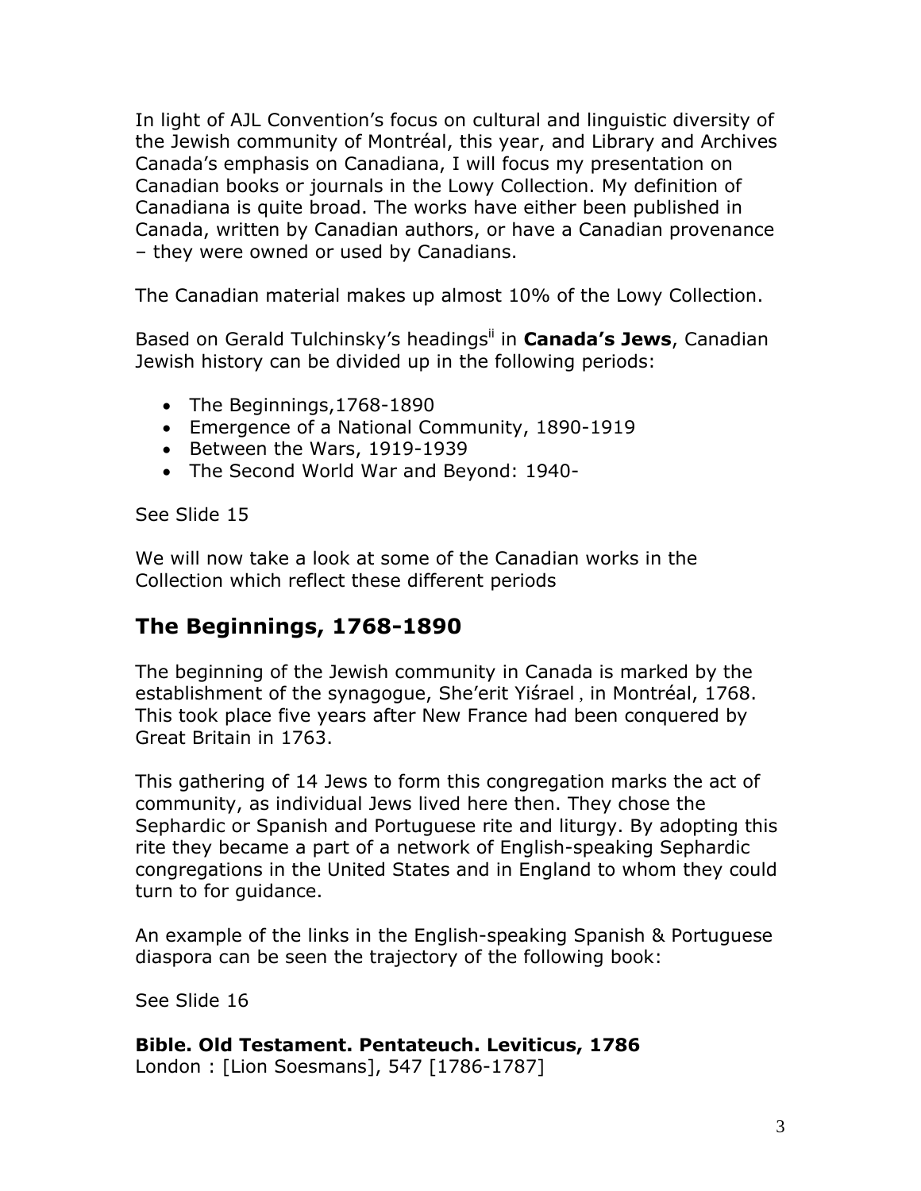In light of AJL Convention's focus on cultural and linguistic diversity of the Jewish community of Montréal, this year, and Library and Archives Canada's emphasis on Canadiana, I will focus my presentation on Canadian books or journals in the Lowy Collection. My definition of Canadiana is quite broad. The works have either been published in Canada, written by Canadian authors, or have a Canadian provenance – they were owned or used by Canadians.

The Canadian material makes up almost 10% of the Lowy Collection.

Based on Gerald Tulchinsky's headings[ii] in **Canada's Jews**, Canadian Jewish history can be divided up in the following periods:

- The Beginnings,1768-1890
- Emergence of a National Community, 1890-1919
- Between the Wars, 1919-1939
- The Second World War and Beyond: 1940-

See Slide 15

We will now take a look at some of the Canadian works in the Collection which reflect these different periods

## The Beginnings, 1768-1890

The beginning of the Jewish community in Canada is marked by the establishment of the synagogue, She'erit Yiśrael , in Montréal, 1768. This took place five years after New France had been conquered by Great Britain in 1763.

This gathering of 14 Jews to form this congregation marks the act of community, as individual Jews lived here then. They chose the Sephardic or Spanish and Portuguese rite and liturgy. By adopting this rite they became a part of a network of English-speaking Sephardic congregations in the United States and in England to whom they could turn to for guidance.

An example of the links in the English-speaking Spanish & Portuguese diaspora can be seen the trajectory of the following book:

See Slide 16

**Bible. Old Testament. Pentateuch. Leviticus, 1786**
London : [Lion Soesmans], 547 [1786-1787]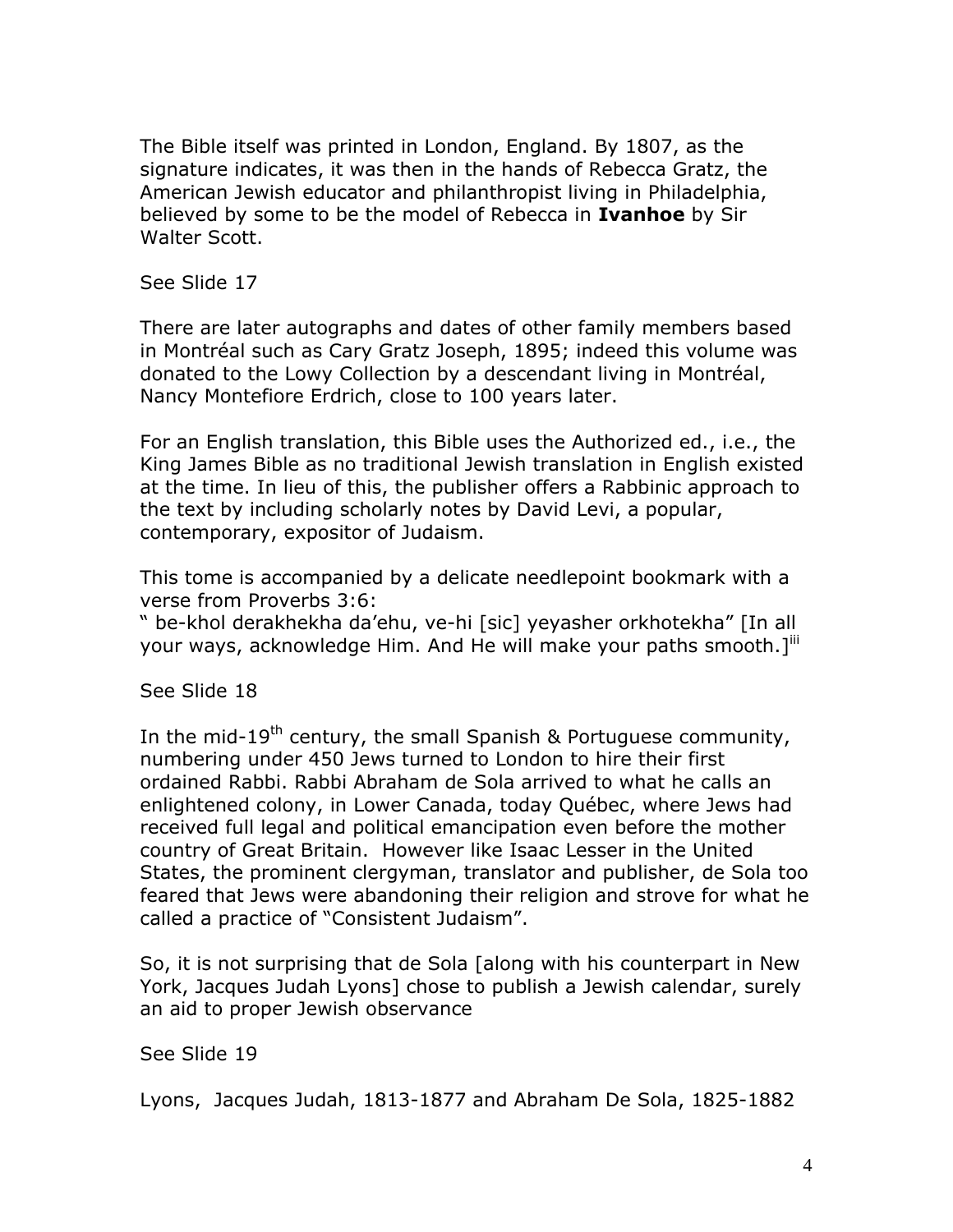The Bible itself was printed in London, England. By 1807, as the signature indicates, it was then in the hands of Rebecca Gratz, the American Jewish educator and philanthropist living in Philadelphia, believed by some to be the model of Rebecca in **Ivanhoe** by Sir Walter Scott.

See Slide 17

There are later autographs and dates of other family members based in Montréal such as Cary Gratz Joseph, 1895; indeed this volume was donated to the Lowy Collection by a descendant living in Montréal, Nancy Montefiore Erdrich, close to 100 years later.

For an English translation, this Bible uses the Authorized ed., i.e., the King James Bible as no traditional Jewish translation in English existed at the time. In lieu of this, the publisher offers a Rabbinic approach to the text by including scholarly notes by David Levi, a popular, contemporary, expositor of Judaism.

This tome is accompanied by a delicate needlepoint bookmark with a verse from Proverbs 3:6:
" be-khol derakhekha da'ehu, ve-hi [sic] yeyasher orkhotekha" [In all your ways, acknowledge Him. And He will make your paths smooth.][iii]

See Slide 18

In the mid-19th century, the small Spanish & Portuguese community, numbering under 450 Jews turned to London to hire their first ordained Rabbi. Rabbi Abraham de Sola arrived to what he calls an enlightened colony, in Lower Canada, today Québec, where Jews had received full legal and political emancipation even before the mother country of Great Britain. However like Isaac Lesser in the United States, the prominent clergyman, translator and publisher, de Sola too feared that Jews were abandoning their religion and strove for what he called a practice of "Consistent Judaism".

So, it is not surprising that de Sola [along with his counterpart in New York, Jacques Judah Lyons] chose to publish a Jewish calendar, surely an aid to proper Jewish observance

See Slide 19

Lyons, Jacques Judah, 1813-1877 and Abraham De Sola, 1825-1882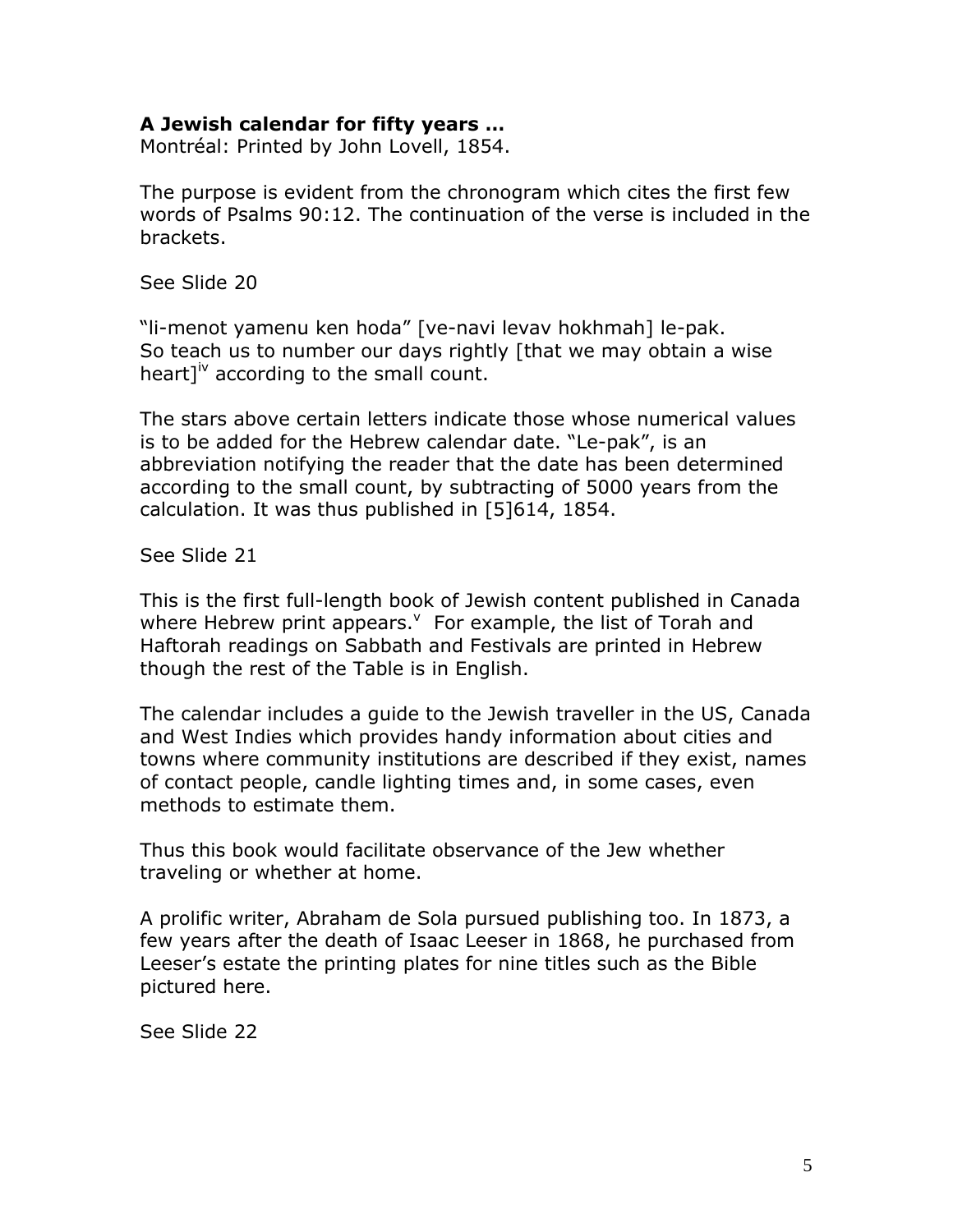**A Jewish calendar for fifty years …**
Montréal: Printed by John Lovell, 1854.

The purpose is evident from the chronogram which cites the first few words of Psalms 90:12. The continuation of the verse is included in the brackets.

See Slide 20

"li-menot yamenu ken hoda" [ve-navi levav hokhmah] le-pak.
So teach us to number our days rightly [that we may obtain a wise heart][iv] according to the small count.

The stars above certain letters indicate those whose numerical values is to be added for the Hebrew calendar date. "Le-pak", is an abbreviation notifying the reader that the date has been determined according to the small count, by subtracting of 5000 years from the calculation. It was thus published in [5]614, 1854.

See Slide 21

This is the first full-length book of Jewish content published in Canada where Hebrew print appears.[v] For example, the list of Torah and Haftorah readings on Sabbath and Festivals are printed in Hebrew though the rest of the Table is in English.

The calendar includes a guide to the Jewish traveller in the US, Canada and West Indies which provides handy information about cities and towns where community institutions are described if they exist, names of contact people, candle lighting times and, in some cases, even methods to estimate them.

Thus this book would facilitate observance of the Jew whether traveling or whether at home.

A prolific writer, Abraham de Sola pursued publishing too. In 1873, a few years after the death of Isaac Leeser in 1868, he purchased from Leeser's estate the printing plates for nine titles such as the Bible pictured here.

See Slide 22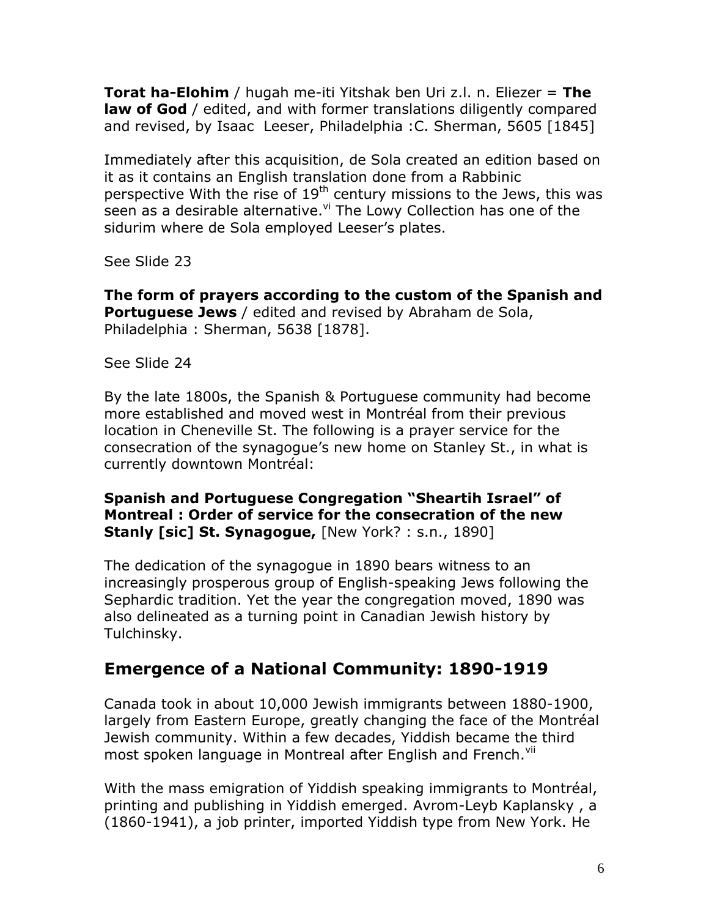**Torat ha-Elohim** / hugah me-iti Yitshak ben Uri z.l. n. Eliezer = **The law of God** / edited, and with former translations diligently compared and revised, by Isaac  Leeser, Philadelphia :C. Sherman, 5605 [1845]

Immediately after this acquisition, de Sola created an edition based on it as it contains an English translation done from a Rabbinic perspective With the rise of 19th century missions to the Jews, this was seen as a desirable alternative.[vi] The Lowy Collection has one of the sidurim where de Sola employed Leeser's plates.

See Slide 23

**The form of prayers according to the custom of the Spanish and Portuguese Jews** / edited and revised by Abraham de Sola, Philadelphia : Sherman, 5638 [1878].

See Slide 24

By the late 1800s, the Spanish & Portuguese community had become more established and moved west in Montréal from their previous location in Cheneville St. The following is a prayer service for the consecration of the synagogue's new home on Stanley St., in what is currently downtown Montréal:

**Spanish and Portuguese Congregation "Sheartih Israel" of Montreal : Order of service for the consecration of the new Stanly [sic] St. Synagogue,** [New York? : s.n., 1890]

The dedication of the synagogue in 1890 bears witness to an increasingly prosperous group of English-speaking Jews following the Sephardic tradition. Yet the year the congregation moved, 1890 was also delineated as a turning point in Canadian Jewish history by Tulchinsky.

## Emergence of a National Community: 1890-1919

Canada took in about 10,000 Jewish immigrants between 1880-1900, largely from Eastern Europe, greatly changing the face of the Montréal Jewish community. Within a few decades, Yiddish became the third most spoken language in Montreal after English and French.[vii]

With the mass emigration of Yiddish speaking immigrants to Montréal, printing and publishing in Yiddish emerged. Avrom-Leyb Kaplansky , a (1860-1941), a job printer, imported Yiddish type from New York. He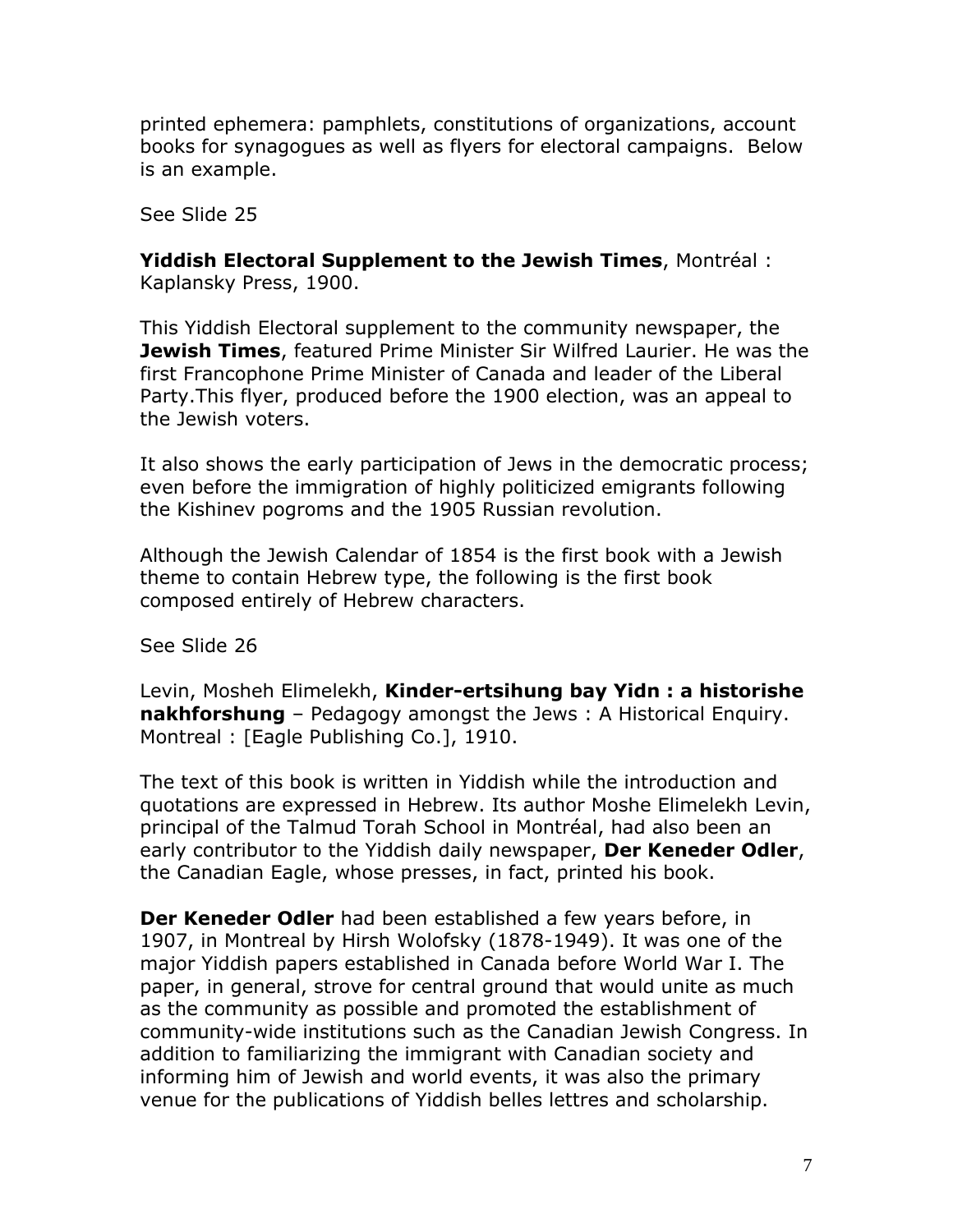printed ephemera: pamphlets, constitutions of organizations, account books for synagogues as well as flyers for electoral campaigns. Below is an example.

See Slide 25

**Yiddish Electoral Supplement to the Jewish Times**, Montréal : Kaplansky Press, 1900.

This Yiddish Electoral supplement to the community newspaper, the **Jewish Times**, featured Prime Minister Sir Wilfred Laurier. He was the first Francophone Prime Minister of Canada and leader of the Liberal Party.This flyer, produced before the 1900 election, was an appeal to the Jewish voters.

It also shows the early participation of Jews in the democratic process; even before the immigration of highly politicized emigrants following the Kishinev pogroms and the 1905 Russian revolution.

Although the Jewish Calendar of 1854 is the first book with a Jewish theme to contain Hebrew type, the following is the first book composed entirely of Hebrew characters.

See Slide 26

Levin, Mosheh Elimelekh, **Kinder-ertsihung bay Yidn : a historishe nakhforshung** – Pedagogy amongst the Jews : A Historical Enquiry. Montreal : [Eagle Publishing Co.], 1910.

The text of this book is written in Yiddish while the introduction and quotations are expressed in Hebrew. Its author Moshe Elimelekh Levin, principal of the Talmud Torah School in Montréal, had also been an early contributor to the Yiddish daily newspaper, **Der Keneder Odler**, the Canadian Eagle, whose presses, in fact, printed his book.

**Der Keneder Odler** had been established a few years before, in 1907, in Montreal by Hirsh Wolofsky (1878-1949). It was one of the major Yiddish papers established in Canada before World War I. The paper, in general, strove for central ground that would unite as much as the community as possible and promoted the establishment of community-wide institutions such as the Canadian Jewish Congress. In addition to familiarizing the immigrant with Canadian society and informing him of Jewish and world events, it was also the primary venue for the publications of Yiddish belles lettres and scholarship.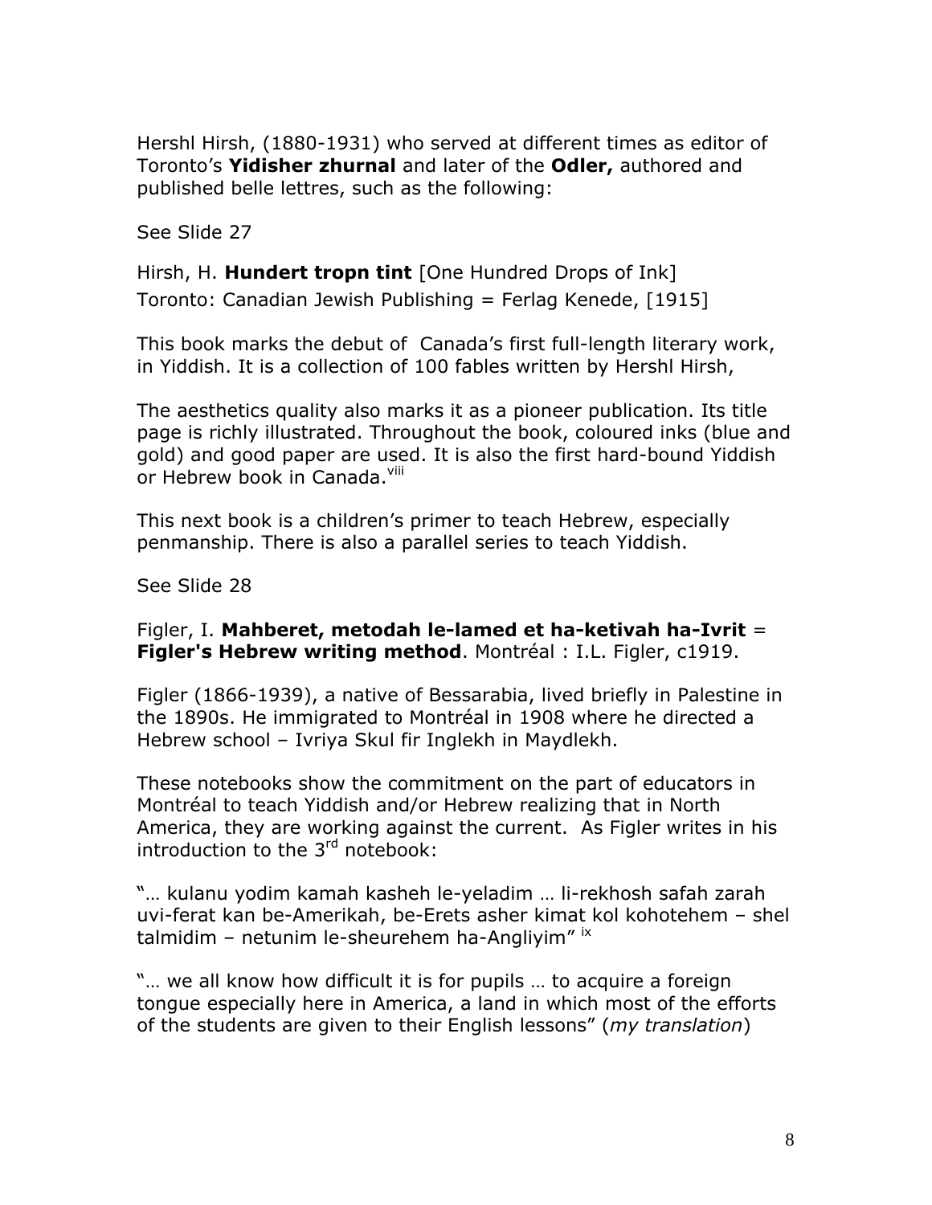Hershl Hirsh, (1880-1931) who served at different times as editor of Toronto's **Yidisher zhurnal** and later of the **Odler,** authored and published belle lettres, such as the following:

See Slide 27

Hirsh, H. **Hundert tropn tint** [One Hundred Drops of Ink]
Toronto: Canadian Jewish Publishing = Ferlag Kenede, [1915]

This book marks the debut of Canada's first full-length literary work, in Yiddish. It is a collection of 100 fables written by Hershl Hirsh,

The aesthetics quality also marks it as a pioneer publication. Its title page is richly illustrated. Throughout the book, coloured inks (blue and gold) and good paper are used. It is also the first hard-bound Yiddish or Hebrew book in Canada.[viii]

This next book is a children's primer to teach Hebrew, especially penmanship. There is also a parallel series to teach Yiddish.

See Slide 28

Figler, I. **Mahberet, metodah le-lamed et ha-ketivah ha-Ivrit** = **Figler's Hebrew writing method**. Montréal : I.L. Figler, c1919.

Figler (1866-1939), a native of Bessarabia, lived briefly in Palestine in the 1890s. He immigrated to Montréal in 1908 where he directed a Hebrew school – Ivriya Skul fir Inglekh in Maydlekh.

These notebooks show the commitment on the part of educators in Montréal to teach Yiddish and/or Hebrew realizing that in North America, they are working against the current. As Figler writes in his introduction to the 3rd notebook:

"… kulanu yodim kamah kasheh le-yeladim … li-rekhosh safah zarah uvi-ferat kan be-Amerikah, be-Erets asher kimat kol kohotehem – shel talmidim – netunim le-sheurehem ha-Angliyim" [ix]

"… we all know how difficult it is for pupils … to acquire a foreign tongue especially here in America, a land in which most of the efforts of the students are given to their English lessons" (*my translation*)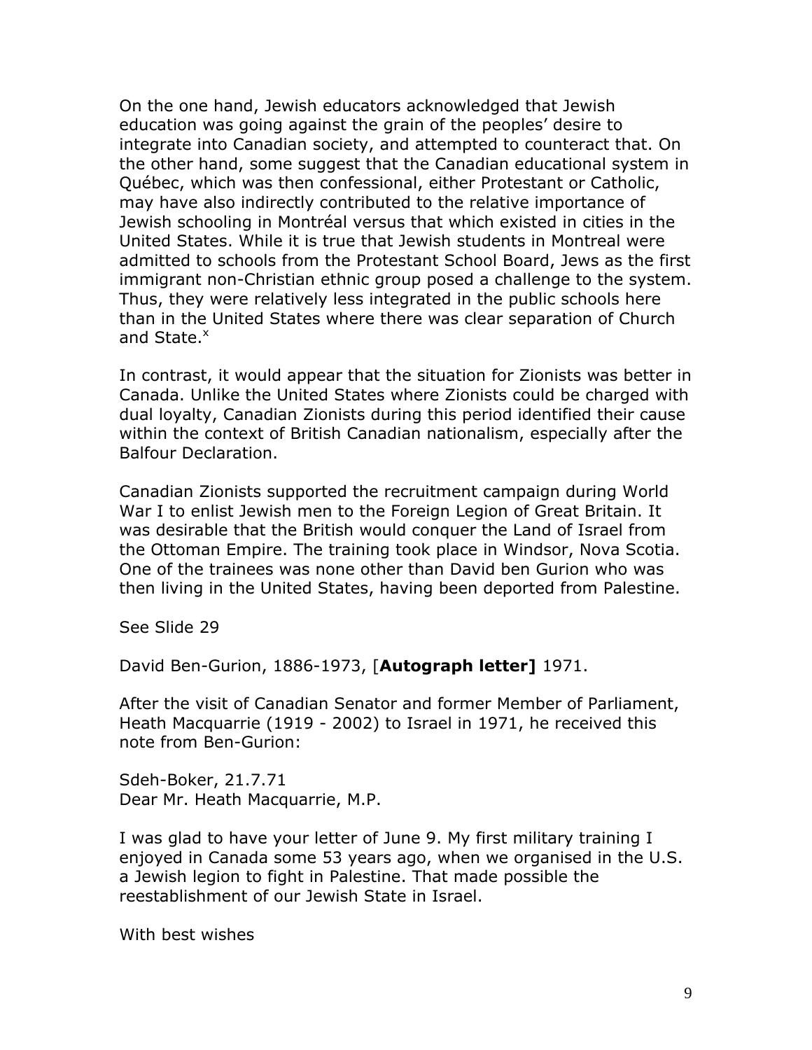On the one hand, Jewish educators acknowledged that Jewish education was going against the grain of the peoples' desire to integrate into Canadian society, and attempted to counteract that. On the other hand, some suggest that the Canadian educational system in Québec, which was then confessional, either Protestant or Catholic, may have also indirectly contributed to the relative importance of Jewish schooling in Montréal versus that which existed in cities in the United States. While it is true that Jewish students in Montreal were admitted to schools from the Protestant School Board, Jews as the first immigrant non-Christian ethnic group posed a challenge to the system. Thus, they were relatively less integrated in the public schools here than in the United States where there was clear separation of Church and State.[x]

In contrast, it would appear that the situation for Zionists was better in Canada. Unlike the United States where Zionists could be charged with dual loyalty, Canadian Zionists during this period identified their cause within the context of British Canadian nationalism, especially after the Balfour Declaration.

Canadian Zionists supported the recruitment campaign during World War I to enlist Jewish men to the Foreign Legion of Great Britain. It was desirable that the British would conquer the Land of Israel from the Ottoman Empire. The training took place in Windsor, Nova Scotia. One of the trainees was none other than David ben Gurion who was then living in the United States, having been deported from Palestine.

See Slide 29

David Ben-Gurion, 1886-1973, [**Autograph letter]** 1971.

After the visit of Canadian Senator and former Member of Parliament, Heath Macquarrie (1919 - 2002) to Israel in 1971, he received this note from Ben-Gurion:

Sdeh-Boker, 21.7.71
Dear Mr. Heath Macquarrie, M.P.

I was glad to have your letter of June 9. My first military training I enjoyed in Canada some 53 years ago, when we organised in the U.S. a Jewish legion to fight in Palestine. That made possible the reestablishment of our Jewish State in Israel.

With best wishes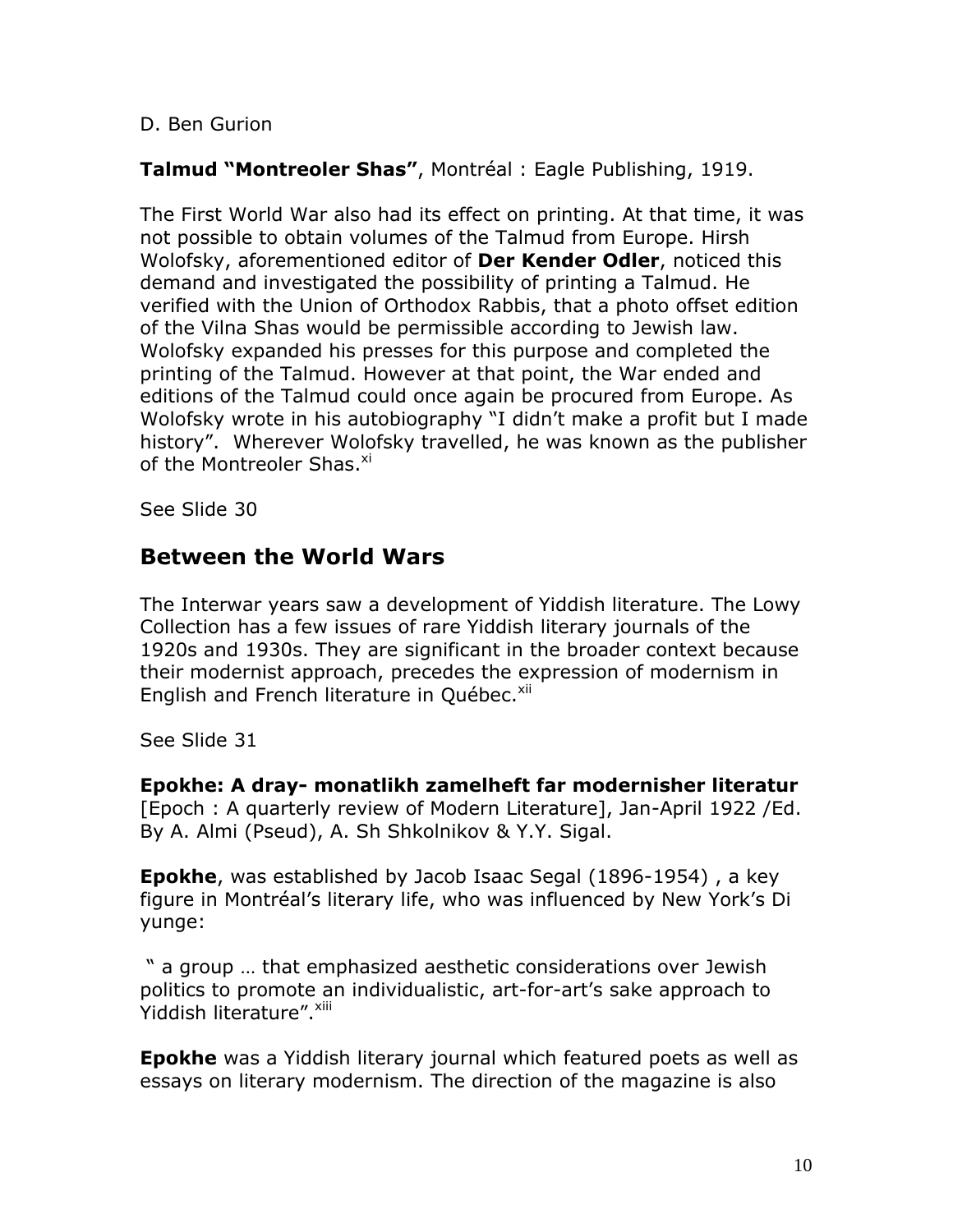D. Ben Gurion

**Talmud "Montreoler Shas"**, Montréal : Eagle Publishing, 1919.

The First World War also had its effect on printing. At that time, it was not possible to obtain volumes of the Talmud from Europe. Hirsh Wolofsky, aforementioned editor of **Der Kender Odler**, noticed this demand and investigated the possibility of printing a Talmud. He verified with the Union of Orthodox Rabbis, that a photo offset edition of the Vilna Shas would be permissible according to Jewish law. Wolofsky expanded his presses for this purpose and completed the printing of the Talmud. However at that point, the War ended and editions of the Talmud could once again be procured from Europe. As Wolofsky wrote in his autobiography "I didn't make a profit but I made history". Wherever Wolofsky travelled, he was known as the publisher of the Montreoler Shas.[xi]

See Slide 30

## Between the World Wars

The Interwar years saw a development of Yiddish literature. The Lowy Collection has a few issues of rare Yiddish literary journals of the 1920s and 1930s. They are significant in the broader context because their modernist approach, precedes the expression of modernism in English and French literature in Québec.[xii]

See Slide 31

**Epokhe: A dray- monatlikh zamelheft far modernisher literatur** [Epoch : A quarterly review of Modern Literature], Jan-April 1922 /Ed. By A. Almi (Pseud), A. Sh Shkolnikov & Y.Y. Sigal.

**Epokhe**, was established by Jacob Isaac Segal (1896-1954) , a key figure in Montréal's literary life, who was influenced by New York's Di yunge:

" a group … that emphasized aesthetic considerations over Jewish politics to promote an individualistic, art-for-art's sake approach to Yiddish literature".[xiii]

**Epokhe** was a Yiddish literary journal which featured poets as well as essays on literary modernism. The direction of the magazine is also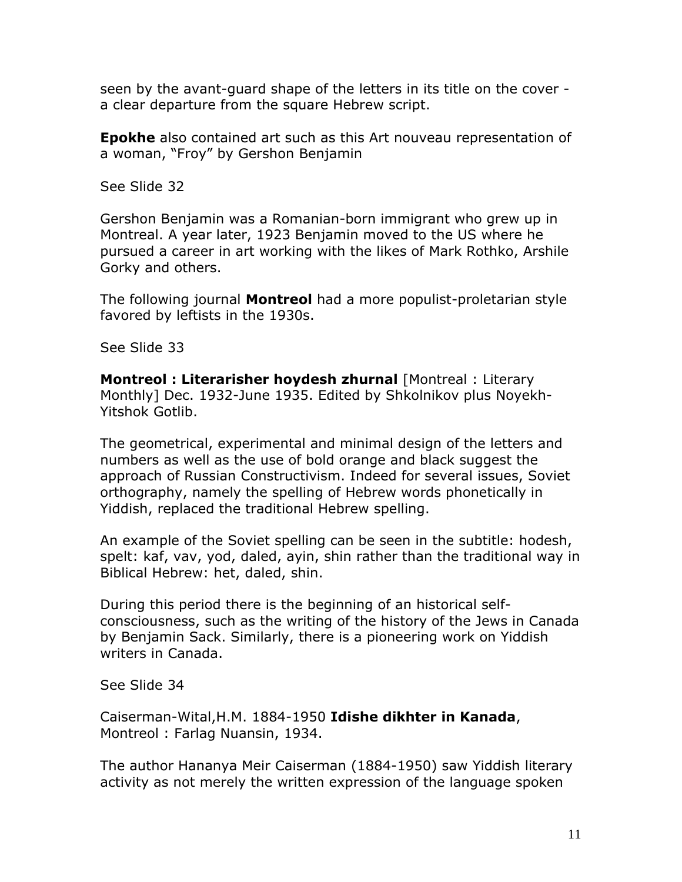seen by the avant-guard shape of the letters in its title on the cover - a clear departure from the square Hebrew script.

**Epokhe** also contained art such as this Art nouveau representation of a woman, "Froy" by Gershon Benjamin

See Slide 32

Gershon Benjamin was a Romanian-born immigrant who grew up in Montreal. A year later, 1923 Benjamin moved to the US where he pursued a career in art working with the likes of Mark Rothko, Arshile Gorky and others.

The following journal **Montreol** had a more populist-proletarian style favored by leftists in the 1930s.

See Slide 33

**Montreol : Literarisher hoydesh zhurnal** [Montreal : Literary Monthly] Dec. 1932-June 1935. Edited by Shkolnikov plus Noyekh-Yitshok Gotlib.

The geometrical, experimental and minimal design of the letters and numbers as well as the use of bold orange and black suggest the approach of Russian Constructivism. Indeed for several issues, Soviet orthography, namely the spelling of Hebrew words phonetically in Yiddish, replaced the traditional Hebrew spelling.

An example of the Soviet spelling can be seen in the subtitle: hodesh, spelt: kaf, vav, yod, daled, ayin, shin rather than the traditional way in Biblical Hebrew: het, daled, shin.

During this period there is the beginning of an historical self-consciousness, such as the writing of the history of the Jews in Canada by Benjamin Sack. Similarly, there is a pioneering work on Yiddish writers in Canada.

See Slide 34

Caiserman-Wital,H.M. 1884-1950 **Idishe dikhter in Kanada**, Montreol : Farlag Nuansin, 1934.

The author Hananya Meir Caiserman (1884-1950) saw Yiddish literary activity as not merely the written expression of the language spoken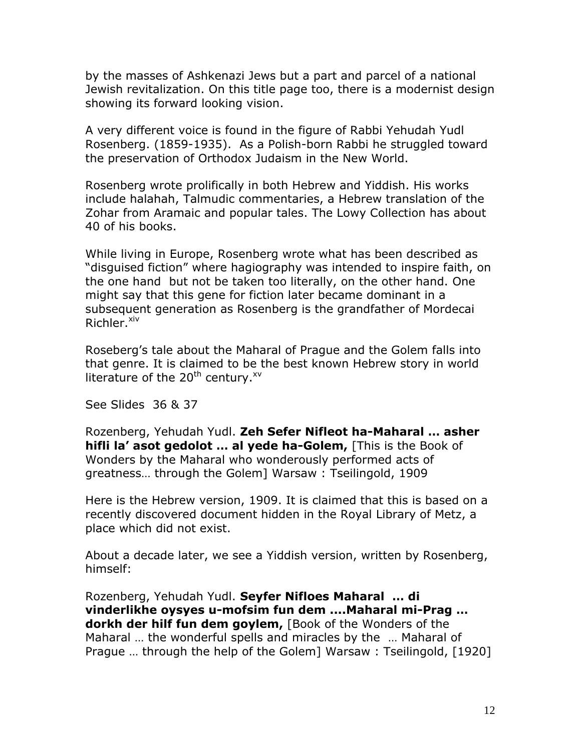by the masses of Ashkenazi Jews but a part and parcel of a national Jewish revitalization. On this title page too, there is a modernist design showing its forward looking vision.

A very different voice is found in the figure of Rabbi Yehudah Yudl Rosenberg. (1859-1935). As a Polish-born Rabbi he struggled toward the preservation of Orthodox Judaism in the New World.

Rosenberg wrote prolifically in both Hebrew and Yiddish. His works include halahah, Talmudic commentaries, a Hebrew translation of the Zohar from Aramaic and popular tales. The Lowy Collection has about 40 of his books.

While living in Europe, Rosenberg wrote what has been described as "disguised fiction" where hagiography was intended to inspire faith, on the one hand but not be taken too literally, on the other hand. One might say that this gene for fiction later became dominant in a subsequent generation as Rosenberg is the grandfather of Mordecai Richler.[xiv]

Roseberg's tale about the Maharal of Prague and the Golem falls into that genre. It is claimed to be the best known Hebrew story in world literature of the 20th century.[xv]

See Slides 36 & 37

Rozenberg, Yehudah Yudl. **Zeh Sefer Nifleot ha-Maharal … asher hifli la' asot gedolot … al yede ha-Golem,** [This is the Book of Wonders by the Maharal who wonderously performed acts of greatness… through the Golem] Warsaw : Tseilingold, 1909

Here is the Hebrew version, 1909. It is claimed that this is based on a recently discovered document hidden in the Royal Library of Metz, a place which did not exist.

About a decade later, we see a Yiddish version, written by Rosenberg, himself:

Rozenberg, Yehudah Yudl. **Seyfer Nifloes Maharal … di vinderlikhe oysyes u-mofsim fun dem ….Maharal mi-Prag … dorkh der hilf fun dem goylem,** [Book of the Wonders of the Maharal … the wonderful spells and miracles by the … Maharal of Prague … through the help of the Golem] Warsaw : Tseilingold, [1920]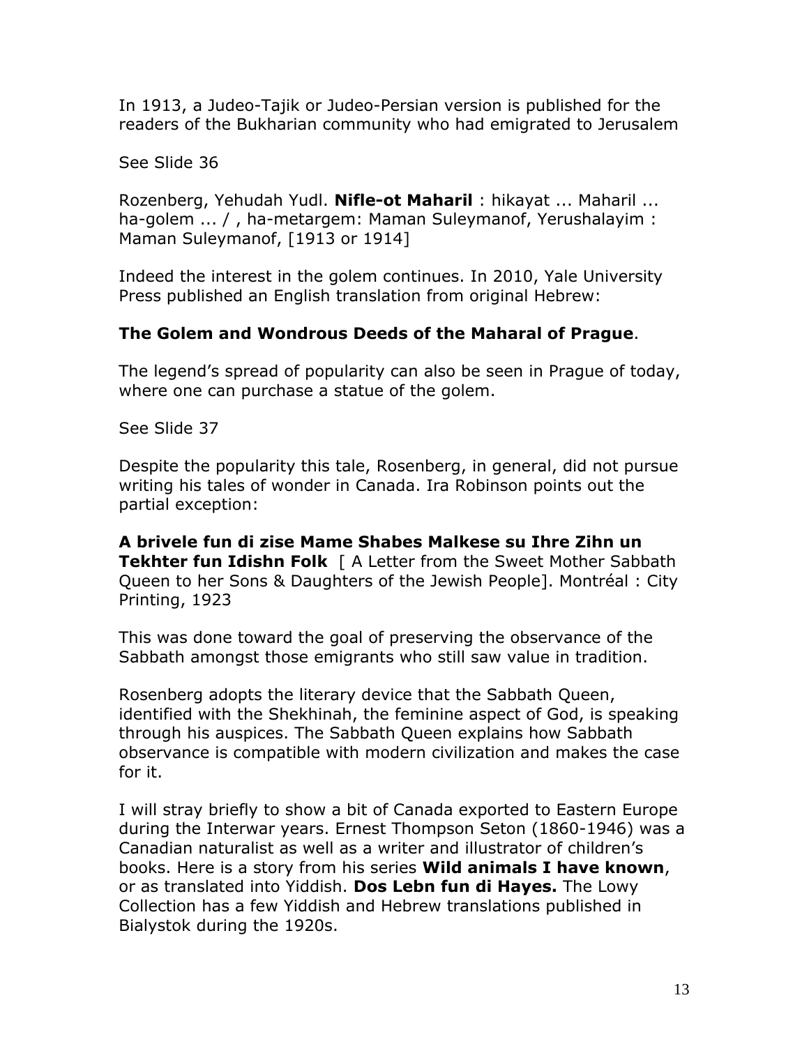In 1913, a Judeo-Tajik or Judeo-Persian version is published for the readers of the Bukharian community who had emigrated to Jerusalem

See Slide 36

Rozenberg, Yehudah Yudl. **Nifle-ot Maharil** : hikayat ... Maharil ... ha-golem ... / , ha-metargem: Maman Suleymanof, Yerushalayim : Maman Suleymanof, [1913 or 1914]

Indeed the interest in the golem continues. In 2010, Yale University Press published an English translation from original Hebrew:

**The Golem and Wondrous Deeds of the Maharal of Prague**.

The legend's spread of popularity can also be seen in Prague of today, where one can purchase a statue of the golem.

See Slide 37

Despite the popularity this tale, Rosenberg, in general, did not pursue writing his tales of wonder in Canada. Ira Robinson points out the partial exception:

**A brivele fun di zise Mame Shabes Malkese su Ihre Zihn un Tekhter fun Idishn Folk** [ A Letter from the Sweet Mother Sabbath Queen to her Sons & Daughters of the Jewish People]. Montréal : City Printing, 1923

This was done toward the goal of preserving the observance of the Sabbath amongst those emigrants who still saw value in tradition.

Rosenberg adopts the literary device that the Sabbath Queen, identified with the Shekhinah, the feminine aspect of God, is speaking through his auspices. The Sabbath Queen explains how Sabbath observance is compatible with modern civilization and makes the case for it.

I will stray briefly to show a bit of Canada exported to Eastern Europe during the Interwar years. Ernest Thompson Seton (1860-1946) was a Canadian naturalist as well as a writer and illustrator of children's books. Here is a story from his series **Wild animals I have known**, or as translated into Yiddish. **Dos Lebn fun di Hayes.** The Lowy Collection has a few Yiddish and Hebrew translations published in Bialystok during the 1920s.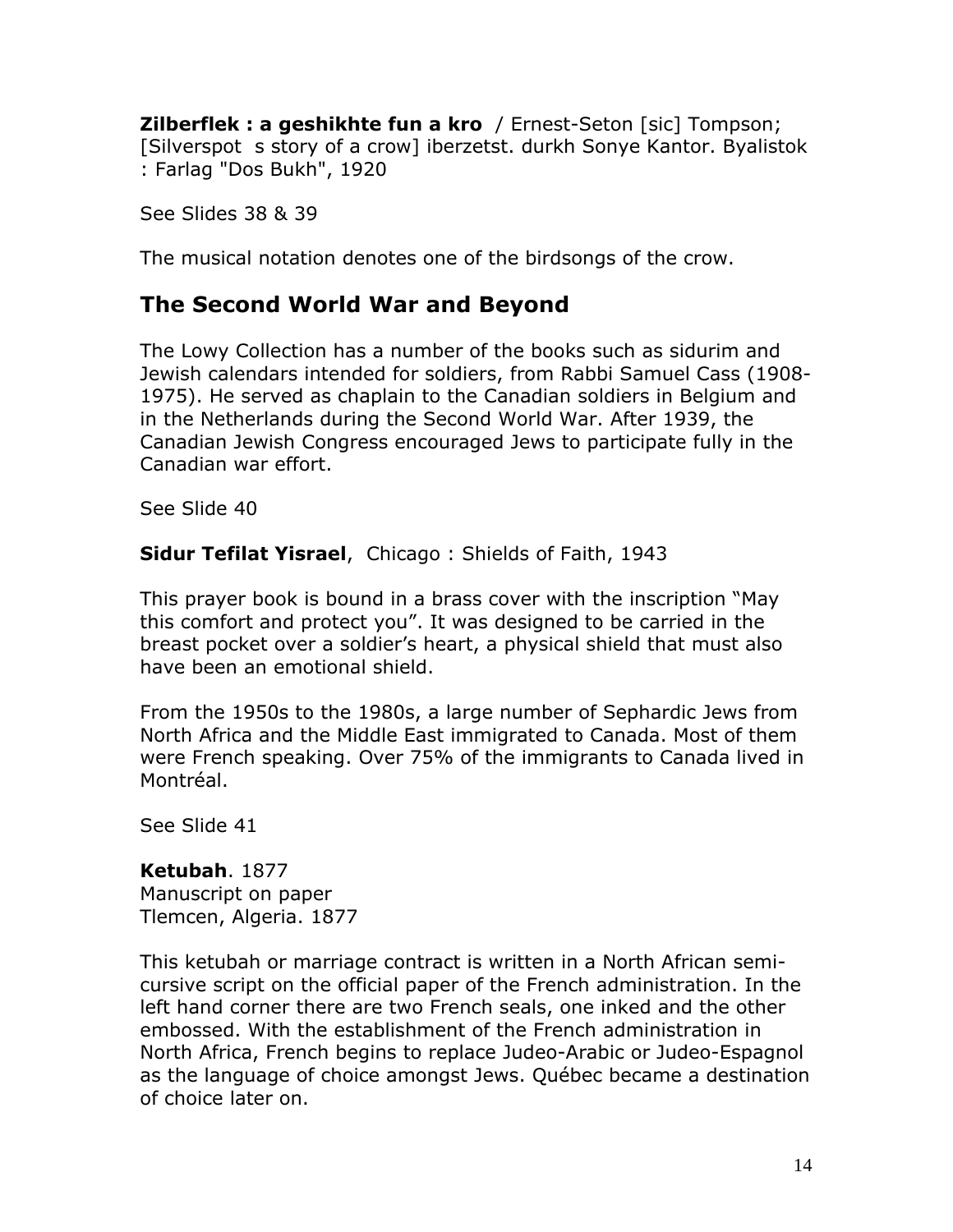**Zilberflek : a geshikhte fun a kro** / Ernest-Seton [sic] Tompson; [Silverspot s story of a crow] iberzetst. durkh Sonye Kantor. Byalistok : Farlag "Dos Bukh", 1920

See Slides 38 & 39

The musical notation denotes one of the birdsongs of the crow.

## The Second World War and Beyond

The Lowy Collection has a number of the books such as sidurim and Jewish calendars intended for soldiers, from Rabbi Samuel Cass (1908-1975). He served as chaplain to the Canadian soldiers in Belgium and in the Netherlands during the Second World War. After 1939, the Canadian Jewish Congress encouraged Jews to participate fully in the Canadian war effort.

See Slide 40

**Sidur Tefilat Yisrael**, Chicago : Shields of Faith, 1943

This prayer book is bound in a brass cover with the inscription "May this comfort and protect you". It was designed to be carried in the breast pocket over a soldier's heart, a physical shield that must also have been an emotional shield.

From the 1950s to the 1980s, a large number of Sephardic Jews from North Africa and the Middle East immigrated to Canada. Most of them were French speaking. Over 75% of the immigrants to Canada lived in Montréal.

See Slide 41

**Ketubah**. 1877
Manuscript on paper
Tlemcen, Algeria. 1877

This ketubah or marriage contract is written in a North African semi-cursive script on the official paper of the French administration. In the left hand corner there are two French seals, one inked and the other embossed. With the establishment of the French administration in North Africa, French begins to replace Judeo-Arabic or Judeo-Espagnol as the language of choice amongst Jews. Québec became a destination of choice later on.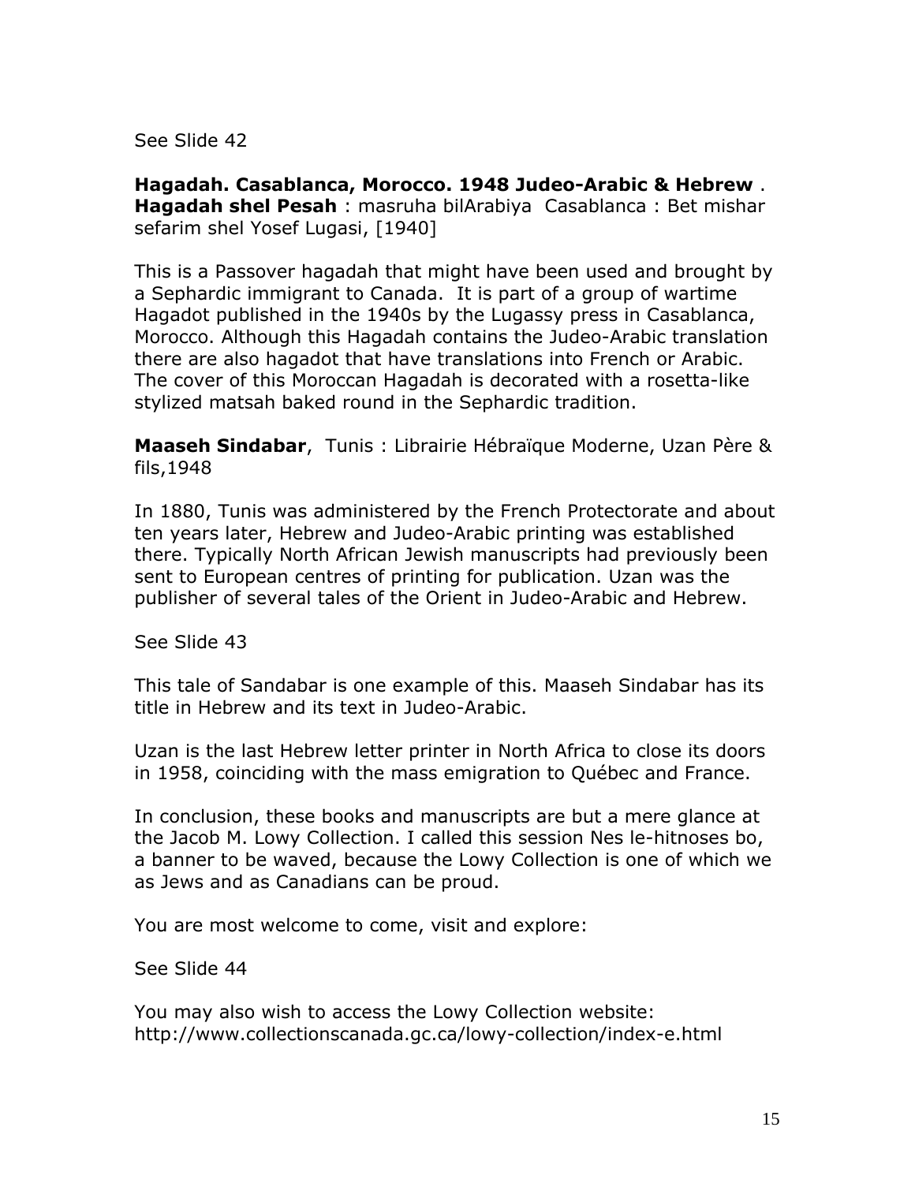See Slide 42

**Hagadah. Casablanca, Morocco. 1948 Judeo-Arabic & Hebrew** .
**Hagadah shel Pesah** : masruha bilArabiya Casablanca : Bet mishar sefarim shel Yosef Lugasi, [1940]

This is a Passover hagadah that might have been used and brought by a Sephardic immigrant to Canada. It is part of a group of wartime Hagadot published in the 1940s by the Lugassy press in Casablanca, Morocco. Although this Hagadah contains the Judeo-Arabic translation there are also hagadot that have translations into French or Arabic. The cover of this Moroccan Hagadah is decorated with a rosetta-like stylized matsah baked round in the Sephardic tradition.

**Maaseh Sindabar**, Tunis : Librairie Hébraïque Moderne, Uzan Père & fils,1948

In 1880, Tunis was administered by the French Protectorate and about ten years later, Hebrew and Judeo-Arabic printing was established there. Typically North African Jewish manuscripts had previously been sent to European centres of printing for publication. Uzan was the publisher of several tales of the Orient in Judeo-Arabic and Hebrew.

See Slide 43

This tale of Sandabar is one example of this. Maaseh Sindabar has its title in Hebrew and its text in Judeo-Arabic.

Uzan is the last Hebrew letter printer in North Africa to close its doors in 1958, coinciding with the mass emigration to Québec and France.

In conclusion, these books and manuscripts are but a mere glance at the Jacob M. Lowy Collection. I called this session Nes le-hitnoses bo, a banner to be waved, because the Lowy Collection is one of which we as Jews and as Canadians can be proud.

You are most welcome to come, visit and explore:

See Slide 44

You may also wish to access the Lowy Collection website:
http://www.collectionscanada.gc.ca/lowy-collection/index-e.html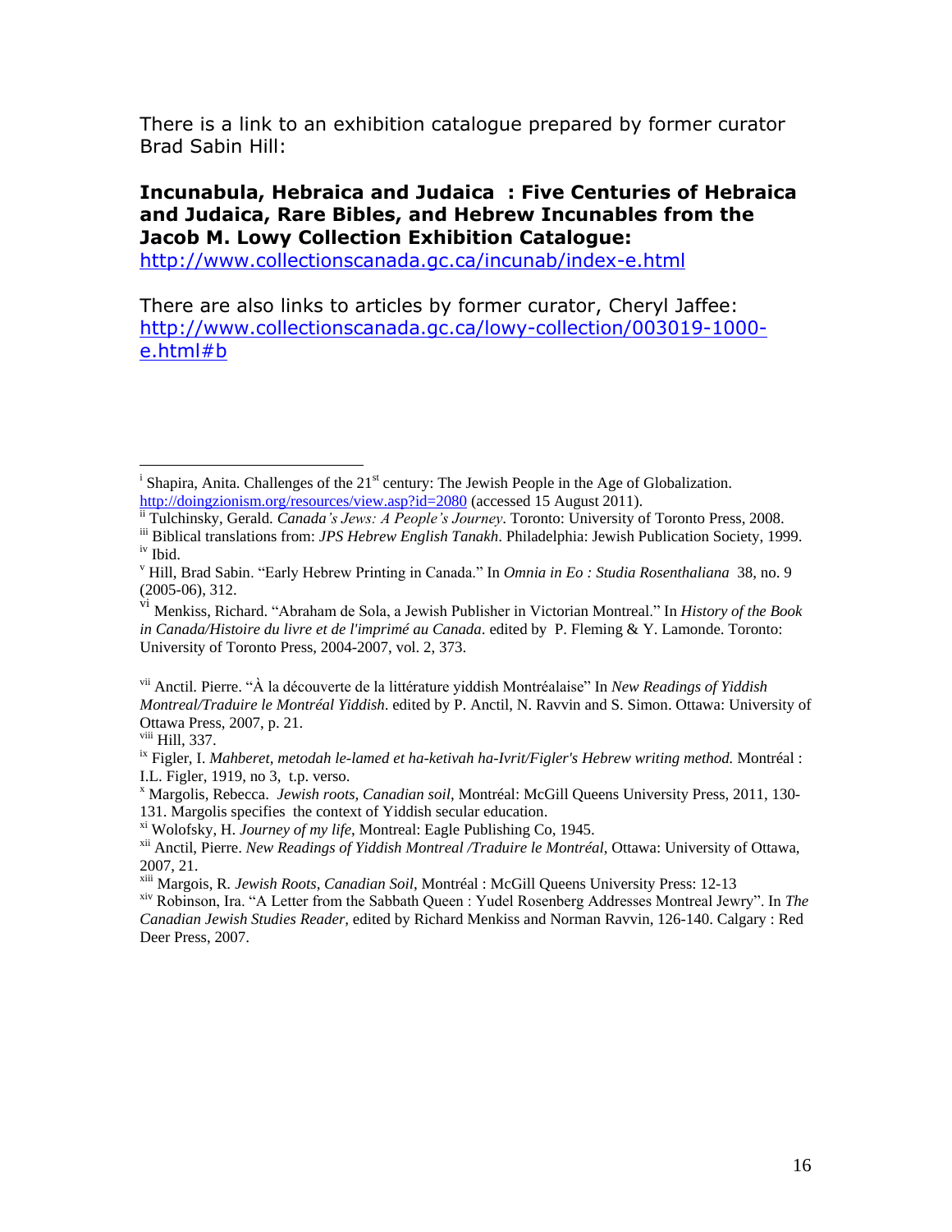There is a link to an exhibition catalogue prepared by former curator Brad Sabin Hill:

**Incunabula, Hebraica and Judaica : Five Centuries of Hebraica and Judaica, Rare Bibles, and Hebrew Incunables from the Jacob M. Lowy Collection Exhibition Catalogue:**
http://www.collectionscanada.gc.ca/incunab/index-e.html

There are also links to articles by former curator, Cheryl Jaffee:
http://www.collectionscanada.gc.ca/lowy-collection/003019-1000-e.html#b

---

[i] Shapira, Anita. Challenges of the 21st century: The Jewish People in the Age of Globalization. http://doingzionism.org/resources/view.asp?id=2080 (accessed 15 August 2011).

[ii] Tulchinsky, Gerald. *Canada's Jews: A People's Journey*. Toronto: University of Toronto Press, 2008.

[iii] Biblical translations from: *JPS Hebrew English Tanakh*. Philadelphia: Jewish Publication Society, 1999.

[iv] Ibid.

[v] Hill, Brad Sabin. "Early Hebrew Printing in Canada." In *Omnia in Eo : Studia Rosenthaliana* 38, no. 9 (2005-06), 312.

[vi] Menkiss, Richard. "Abraham de Sola, a Jewish Publisher in Victorian Montreal." In *History of the Book in Canada/Histoire du livre et de l'imprimé au Canada*. edited by P. Fleming & Y. Lamonde. Toronto: University of Toronto Press, 2004-2007, vol. 2, 373.

[vii] Anctil. Pierre. "À la découverte de la littérature yiddish Montréalaise" In *New Readings of Yiddish Montreal/Traduire le Montréal Yiddish*. edited by P. Anctil, N. Ravvin and S. Simon. Ottawa: University of Ottawa Press, 2007, p. 21.

[viii] Hill, 337.

[ix] Figler, I. *Mahberet, metodah le-lamed et ha-ketivah ha-Ivrit/Figler's Hebrew writing method.* Montréal : I.L. Figler, 1919, no 3, t.p. verso.

[x] Margolis, Rebecca. *Jewish roots, Canadian soil*, Montréal: McGill Queens University Press, 2011, 130-131. Margolis specifies the context of Yiddish secular education.

[xi] Wolofsky, H. *Journey of my life,* Montreal: Eagle Publishing Co, 1945.

[xii] Anctil, Pierre. *New Readings of Yiddish Montreal /Traduire le Montréal*, Ottawa: University of Ottawa, 2007, 21.

[xiii] Margois, R. *Jewish Roots, Canadian Soil,* Montréal : McGill Queens University Press: 12-13

[xiv] Robinson, Ira. "A Letter from the Sabbath Queen : Yudel Rosenberg Addresses Montreal Jewry". In *The Canadian Jewish Studies Reader,* edited by Richard Menkiss and Norman Ravvin, 126-140. Calgary : Red Deer Press, 2007.